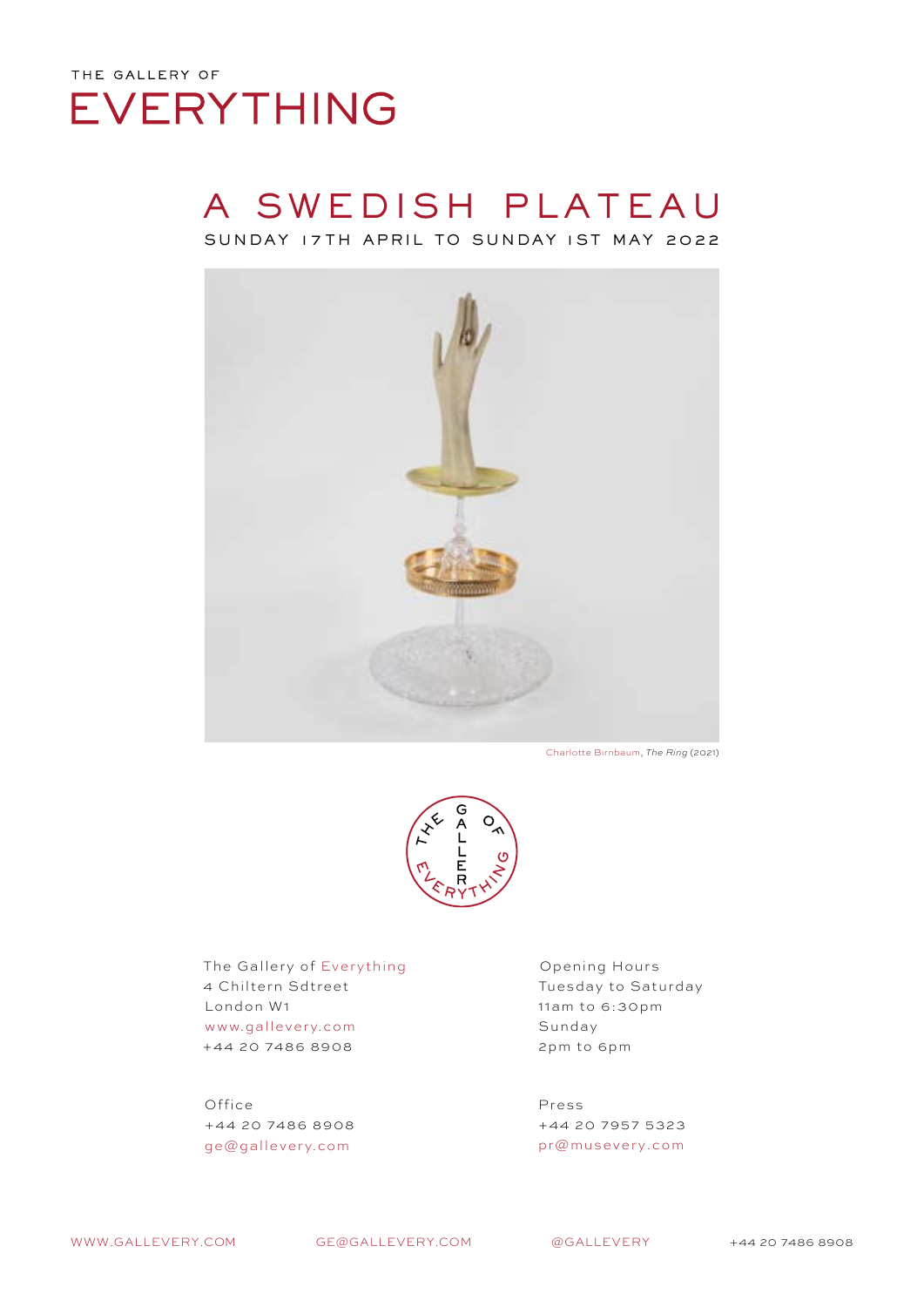THE GALLERY OF

# EVERYTHING

## A SWEDISH PLATEAU

SUNDAY 17TH APRIL TO SUNDAY 1ST MAY 2022

Charlotte Birnbaum, *The Ring* (2021)

The Gallery of Everything
4 Chiltern Sdtreet
London W1
www.gallevery.com
+44 20 7486 8908

Opening Hours
Tuesday to Saturday
11am to 6:30pm
Sunday
2pm to 6pm

Office
+44 20 7486 8908
ge@gallevery.com

Press
+44 20 7957 5323
pr@musevery.com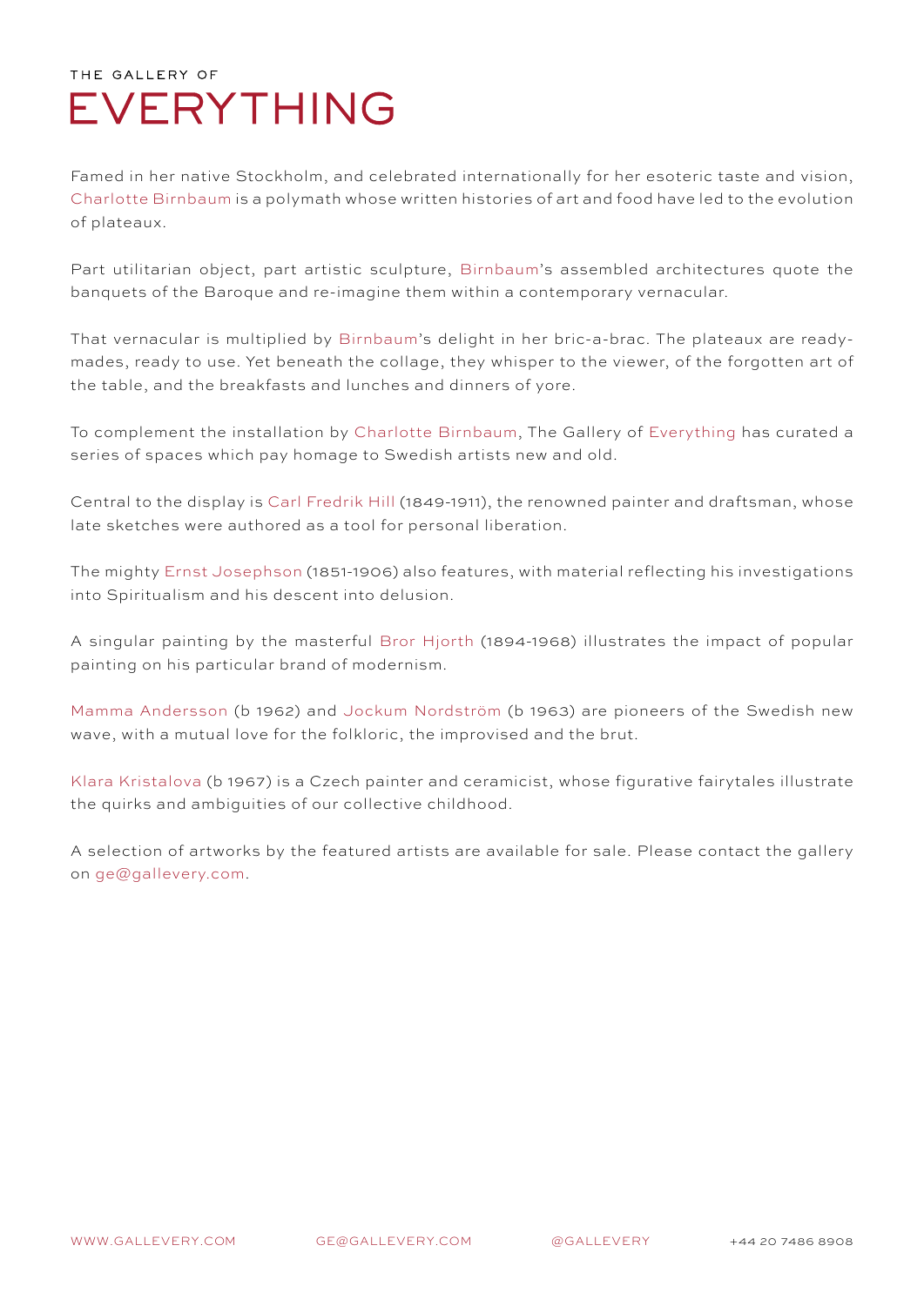THE GALLERY OF

# EVERYTHING

Famed in her native Stockholm, and celebrated internationally for her esoteric taste and vision, Charlotte Birnbaum is a polymath whose written histories of art and food have led to the evolution of plateaux.

Part utilitarian object, part artistic sculpture, Birnbaum's assembled architectures quote the banquets of the Baroque and re-imagine them within a contemporary vernacular.

That vernacular is multiplied by Birnbaum's delight in her bric-a-brac. The plateaux are ready-mades, ready to use. Yet beneath the collage, they whisper to the viewer, of the forgotten art of the table, and the breakfasts and lunches and dinners of yore.

To complement the installation by Charlotte Birnbaum, The Gallery of Everything has curated a series of spaces which pay homage to Swedish artists new and old.

Central to the display is Carl Fredrik Hill (1849-1911), the renowned painter and draftsman, whose late sketches were authored as a tool for personal liberation.

The mighty Ernst Josephson (1851-1906) also features, with material reflecting his investigations into Spiritualism and his descent into delusion.

A singular painting by the masterful Bror Hjorth (1894-1968) illustrates the impact of popular painting on his particular brand of modernism.

Mamma Andersson (b 1962) and Jockum Nordström (b 1963) are pioneers of the Swedish new wave, with a mutual love for the folkloric, the improvised and the brut.

Klara Kristalova (b 1967) is a Czech painter and ceramicist, whose figurative fairytales illustrate the quirks and ambiguities of our collective childhood.

A selection of artworks by the featured artists are available for sale. Please contact the gallery on ge@gallevery.com.

WWW.GALLEVERY.COM GE@GALLEVERY.COM @GALLEVERY +44 20 7486 8908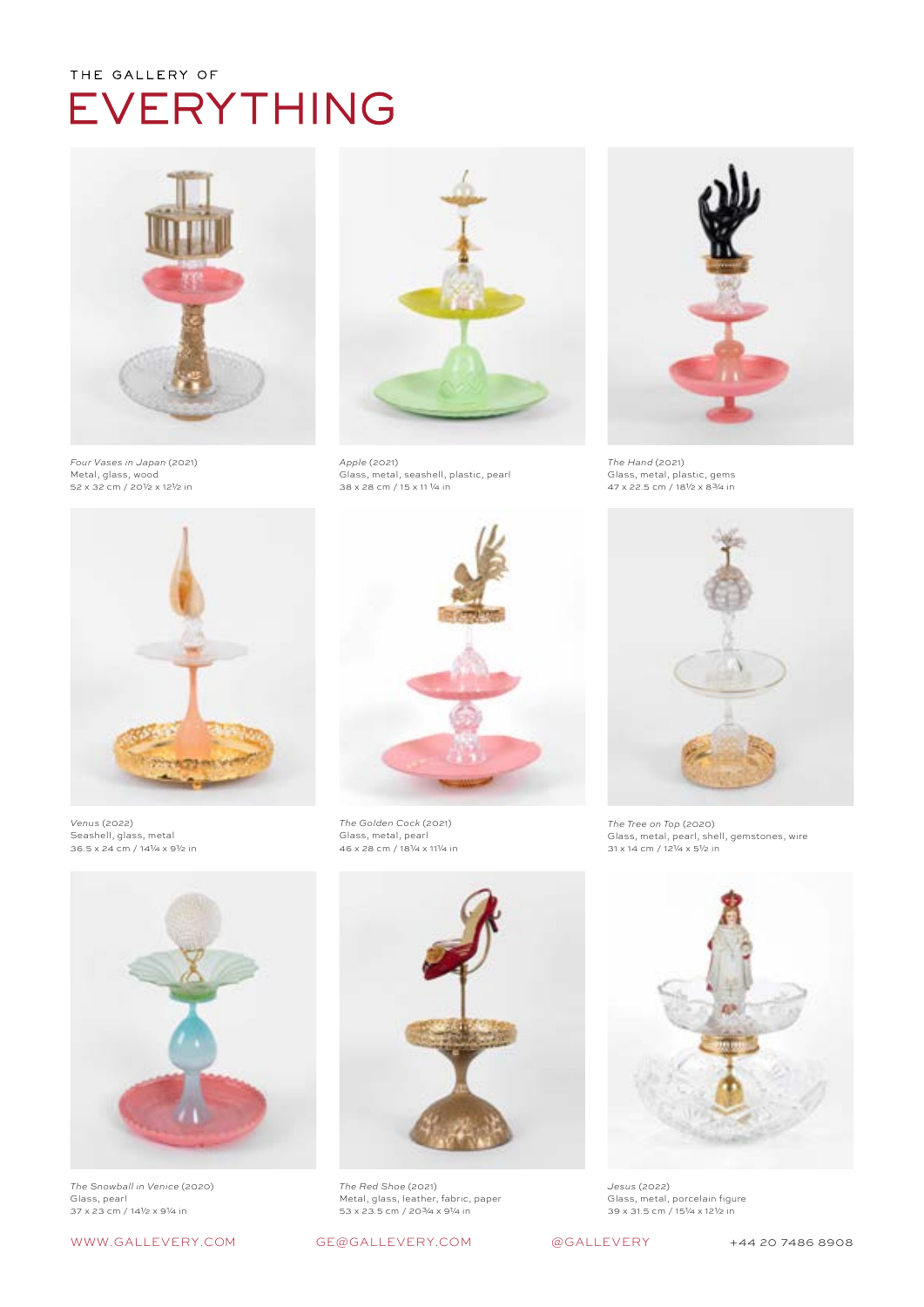THE GALLERY OF

# EVERYTHING

*Four Vases in Japan* (2021)
Metal, glass, wood
52 x 32 cm / 20½ x 12½ in

*Apple* (2021)
Glass, metal, seashell, plastic, pearl
38 x 28 cm / 15 x 11 ¼ in

*The Hand* (2021)
Glass, metal, plastic, gems
47 x 22.5 cm / 18½ x 8¾ in

*Venus* (2022)
Seashell, glass, metal
36.5 x 24 cm / 14¼ x 9½ in

*The Golden Cock* (2021)
Glass, metal, pearl
46 x 28 cm / 18¼ x 11¼ in

*The Tree on Top* (2020)
Glass, metal, pearl, shell, gemstones, wire
31 x 14 cm / 12¼ x 5½ in

*The Snowball in Venice* (2020)
Glass, pearl
37 x 23 cm / 14½ x 9¼ in

*The Red Shoe* (2021)
Metal, glass, leather, fabric, paper
53 x 23.5 cm / 20¾ x 9¼ in

*Jesus* (2022)
Glass, metal, porcelain figure
39 x 31.5 cm / 15¼ x 12½ in

WWW.GALLEVERY.COM GE@GALLEVERY.COM @GALLEVERY +44 20 7486 8908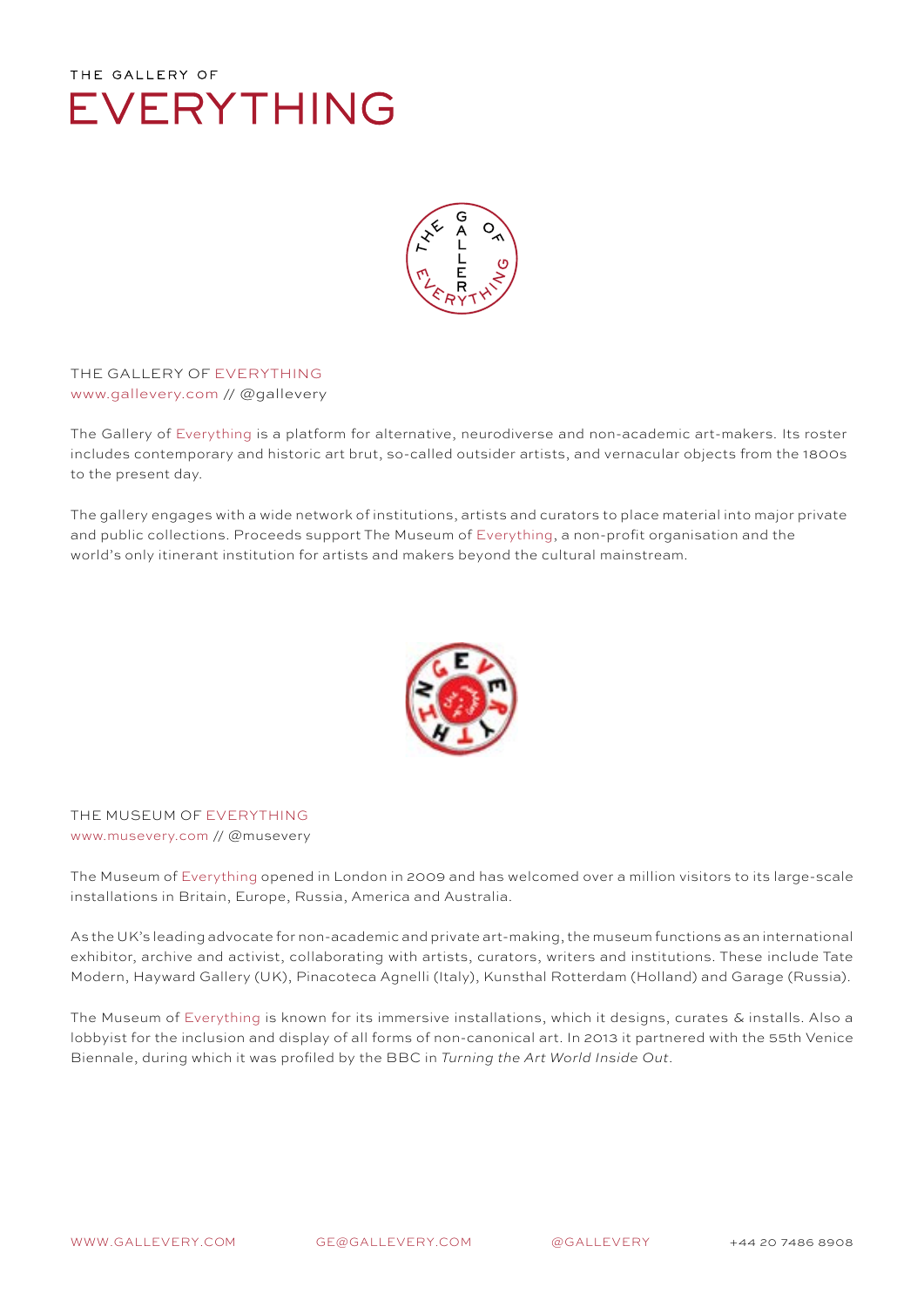THE GALLERY OF
# EVERYTHING

## THE GALLERY OF EVERYTHING

www.gallevery.com // @gallevery

The Gallery of Everything is a platform for alternative, neurodiverse and non-academic art-makers. Its roster includes contemporary and historic art brut, so-called outsider artists, and vernacular objects from the 1800s to the present day.

The gallery engages with a wide network of institutions, artists and curators to place material into major private and public collections. Proceeds support The Museum of Everything, a non-profit organisation and the world's only itinerant institution for artists and makers beyond the cultural mainstream.

## THE MUSEUM OF EVERYTHING

www.musevery.com // @musevery

The Museum of Everything opened in London in 2009 and has welcomed over a million visitors to its large-scale installations in Britain, Europe, Russia, America and Australia.

As the UK's leading advocate for non-academic and private art-making, the museum functions as an international exhibitor, archive and activist, collaborating with artists, curators, writers and institutions. These include Tate Modern, Hayward Gallery (UK), Pinacoteca Agnelli (Italy), Kunsthal Rotterdam (Holland) and Garage (Russia).

The Museum of Everything is known for its immersive installations, which it designs, curates & installs. Also a lobbyist for the inclusion and display of all forms of non-canonical art. In 2013 it partnered with the 55th Venice Biennale, during which it was profiled by the BBC in *Turning the Art World Inside Out*.

WWW.GALLEVERY.COM GE@GALLEVERY.COM @GALLEVERY +44 20 7486 8908